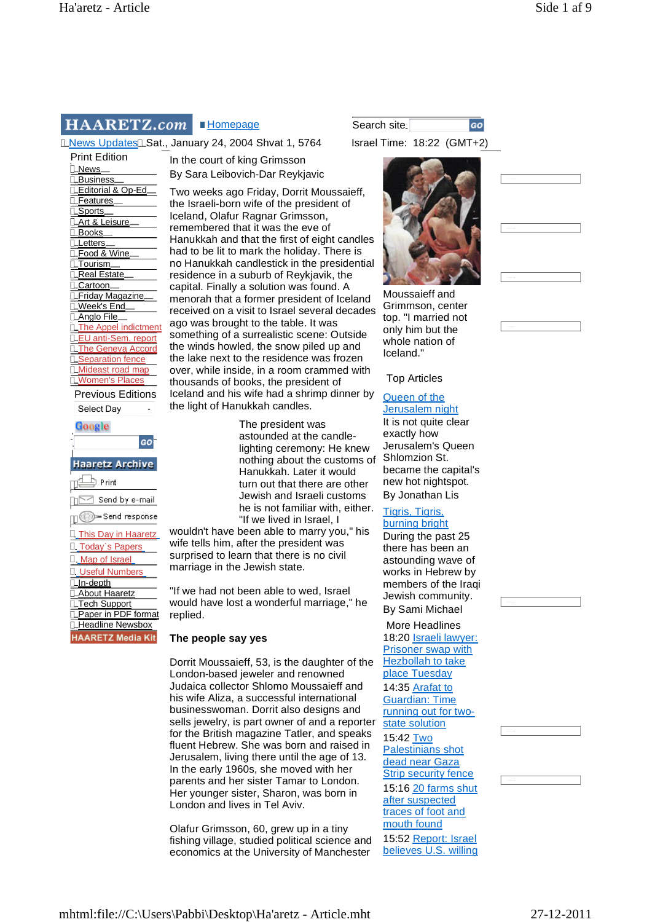HAARETZ.com ▮ Homepage

Search site. GO

News Updates Sat., January 24, 2004 Shvat 1, 5764

Israel Time: 18:22 (GMT+2)

Print Edition

- News
- Business
- Editorial & Op-Ed
- Features
- Sports
- Art & Leisure
- Books
- Letters
- Food & Wine
- Tourism
- Real Estate
- Cartoon
- Friday Magazine
- Week's End
- Anglo File
- The Appel indictment
- EU anti-Sem. report
- The Geneva Accord
- Separation fence
- Mideast road map
- Women's Places

Previous Editions

Select Day

Google GO

Haaretz Archive

- Print
- Send by e-mail
- Send response

- This Day in Haaretz
- Today`s Papers
- Map of Israel
- Useful Numbers
- In-depth
- About Haaretz
- Tech Support
- Paper in PDF format
- Headline Newsbox

HAARETZ Media Kit

# In the court of king Grimsson

By Sara Leibovich-Dar Reykjavic

Two weeks ago Friday, Dorrit Moussaieff, the Israeli-born wife of the president of Iceland, Olafur Ragnar Grimsson, remembered that it was the eve of Hanukkah and that the first of eight candles had to be lit to mark the holiday. There is no Hanukkah candlestick in the presidential residence in a suburb of Reykjavik, the capital. Finally a solution was found. A menorah that a former president of Iceland received on a visit to Israel several decades ago was brought to the table. It was something of a surrealistic scene: Outside the winds howled, the snow piled up and the lake next to the residence was frozen over, while inside, in a room crammed with thousands of books, the president of Iceland and his wife had a shrimp dinner by the light of Hanukkah candles.

Moussaieff and Grimsson, center top. "I married not only him but the whole nation of Iceland."

The president was astounded at the candle-lighting ceremony: He knew nothing about the customs of Hanukkah. Later it would turn out that there are other Jewish and Israeli customs he is not familiar with, either. "If we lived in Israel, I wouldn't have been able to marry you," his wife tells him, after the president was surprised to learn that there is no civil marriage in the Jewish state.

"If we had not been able to wed, Israel would have lost a wonderful marriage," he replied.

**The people say yes**

Dorrit Moussaieff, 53, is the daughter of the London-based jeweler and renowned Judaica collector Shlomo Moussaieff and his wife Aliza, a successful international businesswoman. Dorrit also designs and sells jewelry, is part owner of and a reporter for the British magazine Tatler, and speaks fluent Hebrew. Her sister Sharon was born and raised in Jerusalem, living there until the age of 13. In the early 1960s, she moved with her parents and her sister Tamar to London. Her younger sister, Sharon, was born in London and lives in Tel Aviv.

Olafur Grimsson, 60, grew up in a tiny fishing village, studied political science and economics at the University of Manchester

Top Articles

Queen of the Jerusalem night

It is not quite clear exactly how Jerusalem's Queen Shlomzion St. became the capital's new hot nightspot.

By Jonathan Lis

Tigris, Tigris, burning bright

During the past 25 there has been an astounding wave of works in Hebrew by members of the Iraqi Jewish community.

By Sami Michael

More Headlines

18:20 Israeli lawyer: Prisoner swap with Hezbollah to take place Tuesday

14:35 Arafat to Guardian: Time running out for two-state solution

15:42 Two Palestinians shot dead near Gaza Strip security fence

15:16 20 farms shut after suspected traces of foot and mouth found

15:52 Report: Israel believes U.S. willing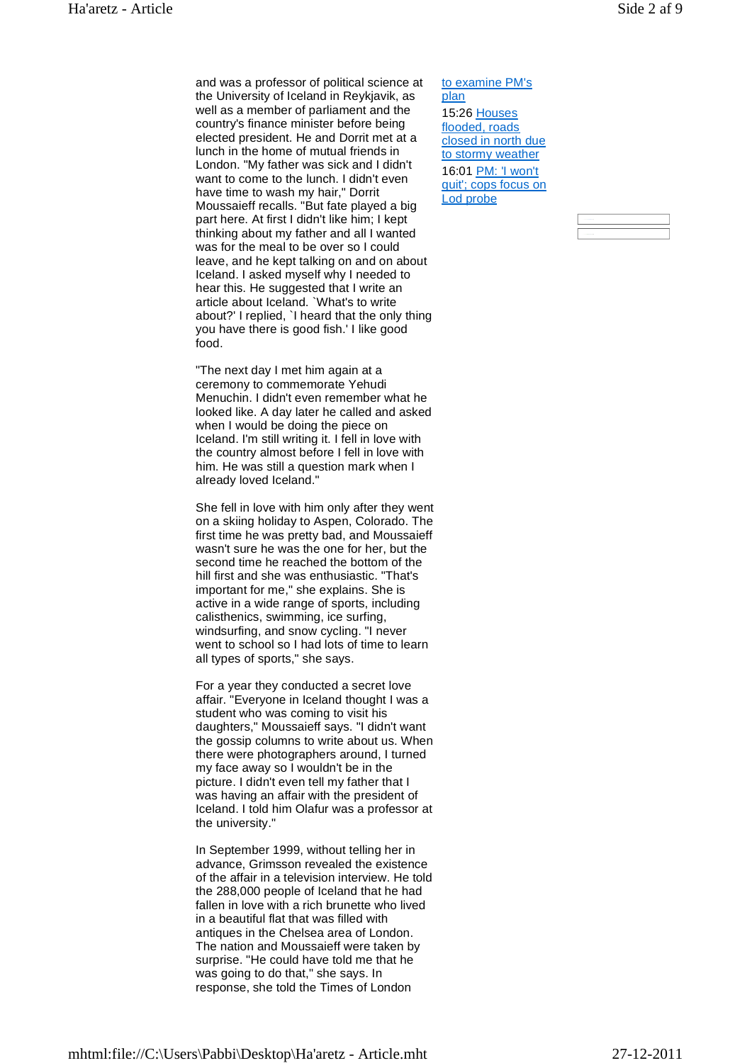and was a professor of political science at the University of Iceland in Reykjavik, as well as a member of parliament and the country's finance minister before being elected president. He and Dorrit met at a lunch in the home of mutual friends in London. "My father was sick and I didn't want to come to the lunch. I didn't even have time to wash my hair," Dorrit Moussaieff recalls. "But fate played a big part here. At first I didn't like him; I kept thinking about my father and all I wanted was for the meal to be over so I could leave, and he kept talking on and on about Iceland. I asked myself why I needed to hear this. He suggested that I write an article about Iceland. `What's to write about?' I replied, `I heard that the only thing you have there is good fish.' I like good food.

"The next day I met him again at a ceremony to commemorate Yehudi Menuchin. I didn't even remember what he looked like. A day later he called and asked when I would be doing the piece on Iceland. I'm still writing it. I fell in love with the country almost before I fell in love with him. He was still a question mark when I already loved Iceland."

She fell in love with him only after they went on a skiing holiday to Aspen, Colorado. The first time he was pretty bad, and Moussaieff wasn't sure he was the one for her, but the second time he reached the bottom of the hill first and she was enthusiastic. "That's important for me," she explains. She is active in a wide range of sports, including calisthenics, swimming, ice surfing, windsurfing, and snow cycling. "I never went to school so I had lots of time to learn all types of sports," she says.

For a year they conducted a secret love affair. "Everyone in Iceland thought I was a student who was coming to visit his daughters," Moussaieff says. "I didn't want the gossip columns to write about us. When there were photographers around, I turned my face away so I wouldn't be in the picture. I didn't even tell my father that I was having an affair with the president of Iceland. I told him Olafur was a professor at the university."

In September 1999, without telling her in advance, Grimsson revealed the existence of the affair in a television interview. He told the 288,000 people of Iceland that he had fallen in love with a rich brunette who lived in a beautiful flat that was filled with antiques in the Chelsea area of London. The nation and Moussaieff were taken by surprise. "He could have told me that he was going to do that," she says. In response, she told the Times of London

[to examine PM's plan](#)

15:26 [Houses flooded, roads closed in north due to stormy weather](#)

16:01 [PM: 'I won't quit'; cops focus on Lod probe](#)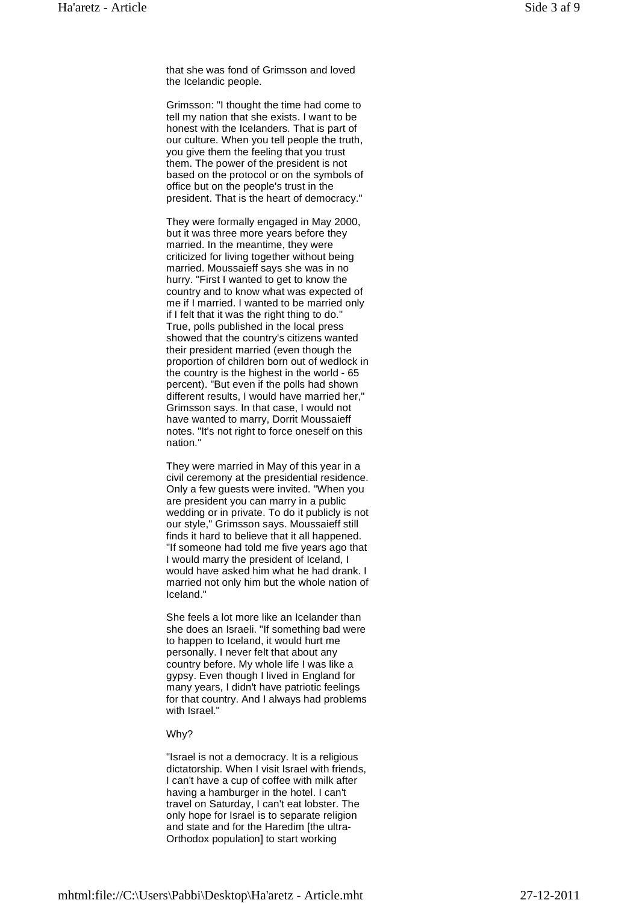that she was fond of Grimsson and loved the Icelandic people.

Grimsson: "I thought the time had come to tell my nation that she exists. I want to be honest with the Icelanders. That is part of our culture. When you tell people the truth, you give them the feeling that you trust them. The power of the president is not based on the protocol or on the symbols of office but on the people's trust in the president. That is the heart of democracy."

They were formally engaged in May 2000, but it was three more years before they married. In the meantime, they were criticized for living together without being married. Moussaieff says she was in no hurry. "First I wanted to get to know the country and to know what was expected of me if I married. I wanted to be married only if I felt that it was the right thing to do." True, polls published in the local press showed that the country's citizens wanted their president married (even though the proportion of children born out of wedlock in the country is the highest in the world - 65 percent). "But even if the polls had shown different results, I would have married her," Grimsson says. In that case, I would not have wanted to marry, Dorrit Moussaieff notes. "It's not right to force oneself on this nation."

They were married in May of this year in a civil ceremony at the presidential residence. Only a few guests were invited. "When you are president you can marry in a public wedding or in private. To do it publicly is not our style," Grimsson says. Moussaieff still finds it hard to believe that it all happened. "If someone had told me five years ago that I would marry the president of Iceland, I would have asked him what he had drank. I married not only him but the whole nation of Iceland."

She feels a lot more like an Icelander than she does an Israeli. "If something bad were to happen to Iceland, it would hurt me personally. I never felt that about any country before. My whole life I was like a gypsy. Even though I lived in England for many years, I didn't have patriotic feelings for that country. And I always had problems with Israel."

Why?

"Israel is not a democracy. It is a religious dictatorship. When I visit Israel with friends, I can't have a cup of coffee with milk after having a hamburger in the hotel. I can't travel on Saturday, I can't eat lobster. The only hope for Israel is to separate religion and state and for the Haredim [the ultra-Orthodox population] to start working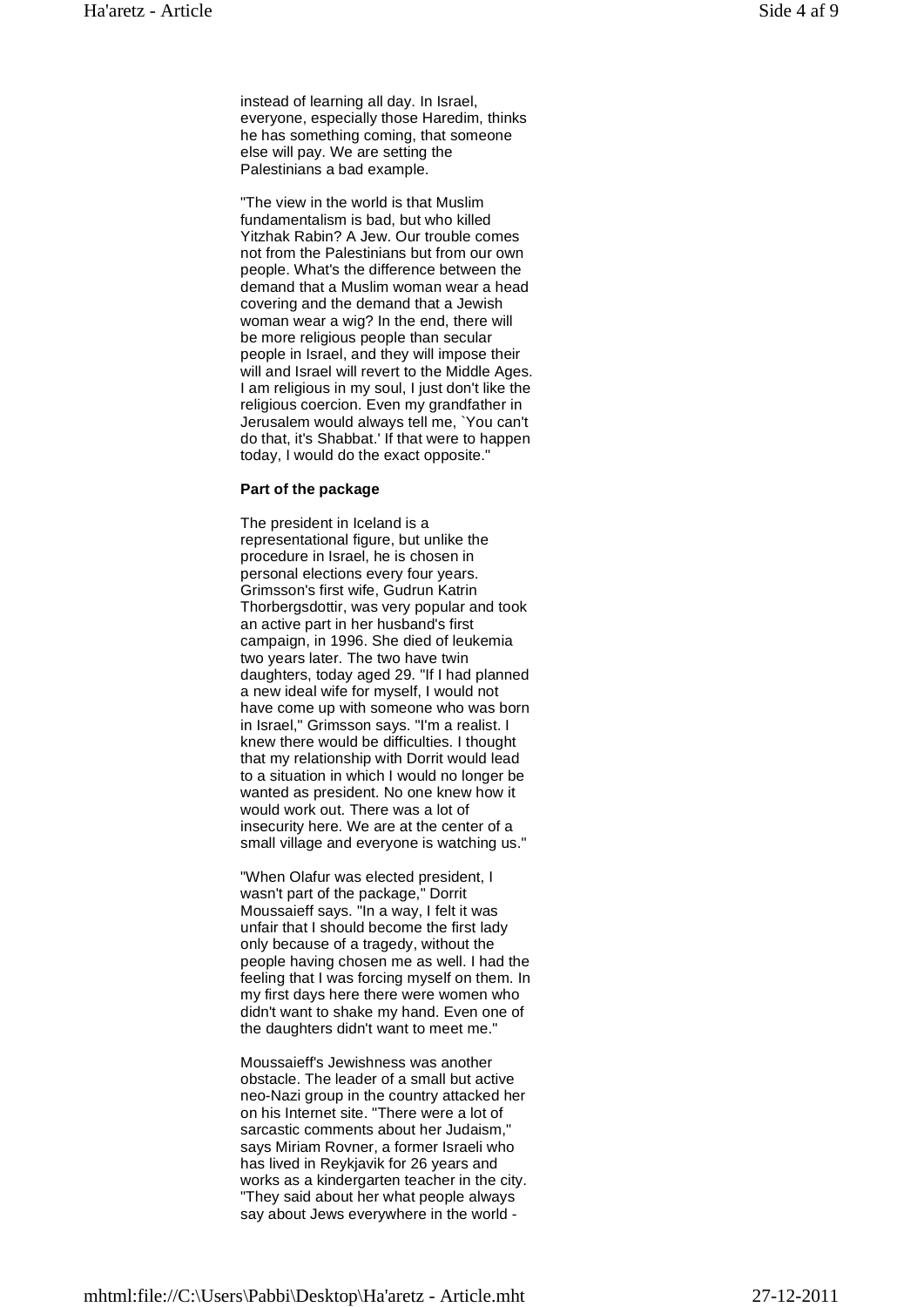instead of learning all day. In Israel, everyone, especially those Haredim, thinks he has something coming, that someone else will pay. We are setting the Palestinians a bad example.

"The view in the world is that Muslim fundamentalism is bad, but who killed Yitzhak Rabin? A Jew. Our trouble comes not from the Palestinians but from our own people. What's the difference between the demand that a Muslim woman wear a head covering and the demand that a Jewish woman wear a wig? In the end, there will be more religious people than secular people in Israel, and they will impose their will and Israel will revert to the Middle Ages. I am religious in my soul, I just don't like the religious coercion. Even my grandfather in Jerusalem would always tell me, `You can't do that, it's Shabbat.' If that were to happen today, I would do the exact opposite."

**Part of the package**

The president in Iceland is a representational figure, but unlike the procedure in Israel, he is chosen in personal elections every four years. Grimsson's first wife, Gudrun Katrin Thorbergsdottir, was very popular and took an active part in her husband's first campaign, in 1996. She died of leukemia two years later. The two have twin daughters, today aged 29. "If I had planned a new ideal wife for myself, I would not have come up with someone who was born in Israel," Grimsson says. "I'm a realist. I knew there would be difficulties. I thought that my relationship with Dorrit would lead to a situation in which I would no longer be wanted as president. No one knew how it would work out. There was a lot of insecurity here. We are at the center of a small village and everyone is watching us."

"When Olafur was elected president, I wasn't part of the package," Dorrit Moussaieff says. "In a way, I felt it was unfair that I should become the first lady only because of a tragedy, without the people having chosen me as well. I had the feeling that I was forcing myself on them. In my first days here there were women who didn't want to shake my hand. Even one of the daughters didn't want to meet me."

Moussaieff's Jewishness was another obstacle. The leader of a small but active neo-Nazi group in the country attacked her on his Internet site. "There were a lot of sarcastic comments about her Judaism," says Miriam Rovner, a former Israeli who has lived in Reykjavik for 26 years and works as a kindergarten teacher in the city. "They said about her what people always say about Jews everywhere in the world -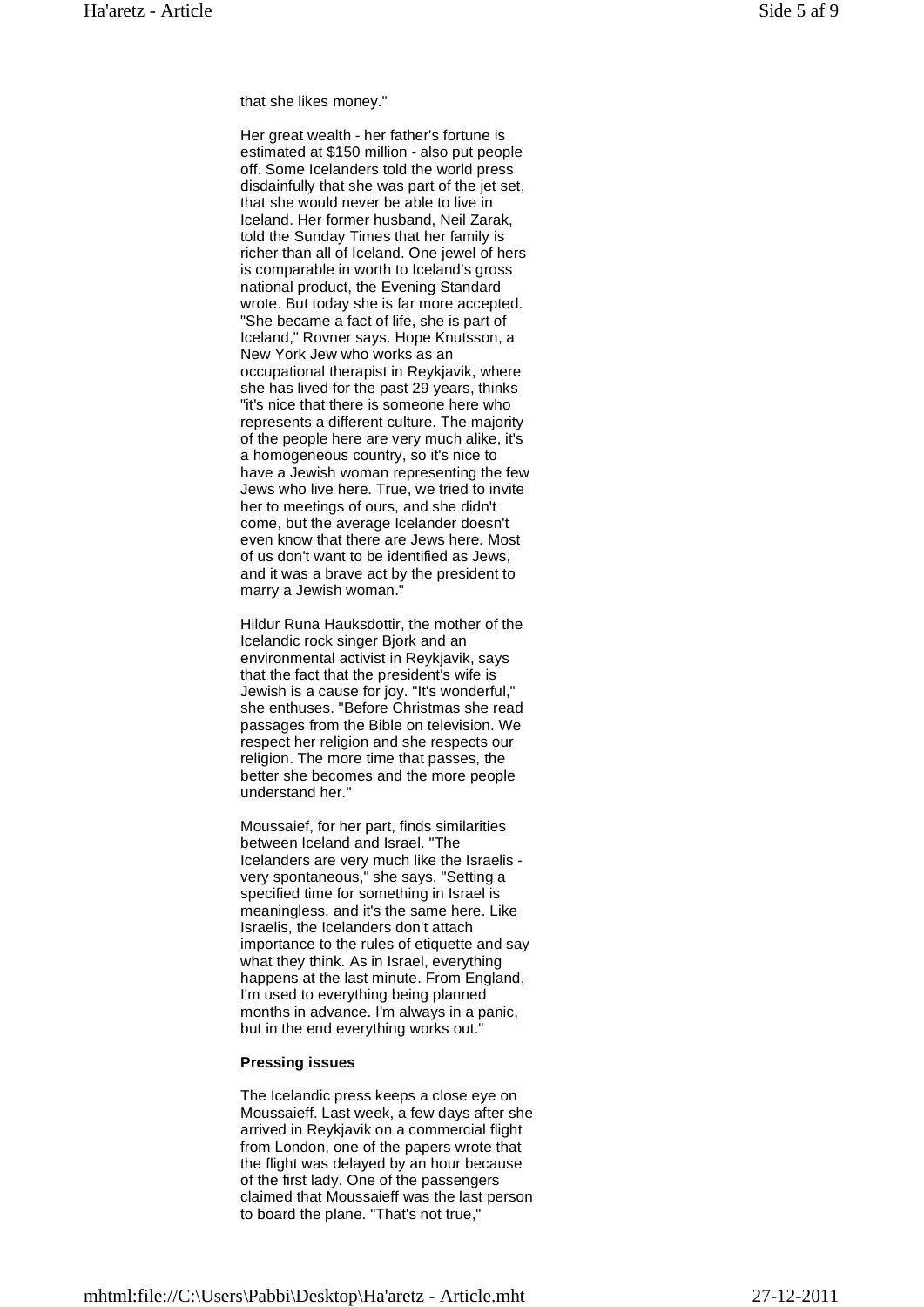that she likes money."

Her great wealth - her father's fortune is estimated at $150 million - also put people off. Some Icelanders told the world press disdainfully that she was part of the jet set, that she would never be able to live in Iceland. Her former husband, Neil Zarak, told the Sunday Times that her family is richer than all of Iceland. One jewel of hers is comparable in worth to Iceland's gross national product, the Evening Standard wrote. But today she is far more accepted. "She became a fact of life, she is part of Iceland," Rovner says. Hope Knutsson, a New York Jew who works as an occupational therapist in Reykjavik, where she has lived for the past 29 years, thinks "it's nice that there is someone here who represents a different culture. The majority of the people here are very much alike, it's a homogeneous country, so it's nice to have a Jewish woman representing the few Jews who live here. True, we tried to invite her to meetings of ours, and she didn't come, but the average Icelander doesn't even know that there are Jews here. Most of us don't want to be identified as Jews, and it was a brave act by the president to marry a Jewish woman."

Hildur Runa Hauksdottir, the mother of the Icelandic rock singer Bjork and an environmental activist in Reykjavik, says that the fact that the president's wife is Jewish is a cause for joy. "It's wonderful," she enthuses. "Before Christmas she read passages from the Bible on television. We respect her religion and she respects our religion. The more time that passes, the better she becomes and the more people understand her."

Moussaief, for her part, finds similarities between Iceland and Israel. "The Icelanders are very much like the Israelis - very spontaneous," she says. "Setting a specified time for something in Israel is meaningless, and it's the same here. Like Israelis, the Icelanders don't attach importance to the rules of etiquette and say what they think. As in Israel, everything happens at the last minute. From England, I'm used to everything being planned months in advance. I'm always in a panic, but in the end everything works out."

**Pressing issues**

The Icelandic press keeps a close eye on Moussaieff. Last week, a few days after she arrived in Reykjavik on a commercial flight from London, one of the papers wrote that the flight was delayed by an hour because of the first lady. One of the passengers claimed that Moussaieff was the last person to board the plane. "That's not true,"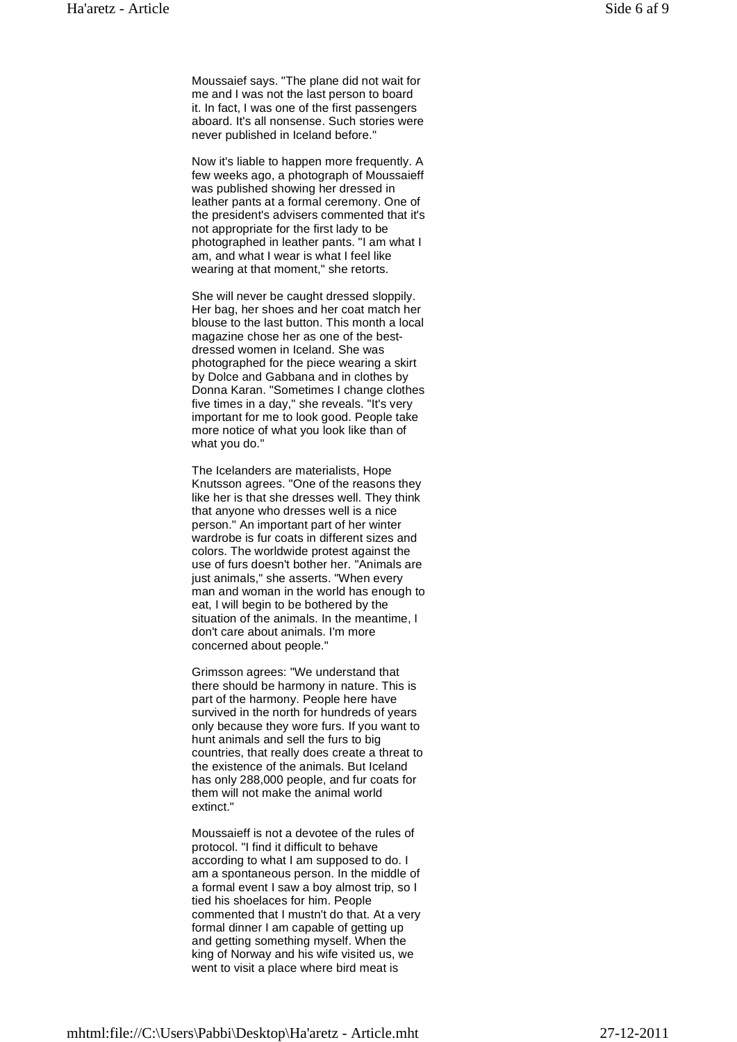Moussaief says. "The plane did not wait for me and I was not the last person to board it. In fact, I was one of the first passengers aboard. It's all nonsense. Such stories were never published in Iceland before."

Now it's liable to happen more frequently. A few weeks ago, a photograph of Moussaieff was published showing her dressed in leather pants at a formal ceremony. One of the president's advisers commented that it's not appropriate for the first lady to be photographed in leather pants. "I am what I am, and what I wear is what I feel like wearing at that moment," she retorts.

She will never be caught dressed sloppily. Her bag, her shoes and her coat match her blouse to the last button. This month a local magazine chose her as one of the best-dressed women in Iceland. She was photographed for the piece wearing a skirt by Dolce and Gabbana and in clothes by Donna Karan. "Sometimes I change clothes five times in a day," she reveals. "It's very important for me to look good. People take more notice of what you look like than of what you do."

The Icelanders are materialists, Hope Knutsson agrees. "One of the reasons they like her is that she dresses well. They think that anyone who dresses well is a nice person." An important part of her winter wardrobe is fur coats in different sizes and colors. The worldwide protest against the use of furs doesn't bother her. "Animals are just animals," she asserts. "When every man and woman in the world has enough to eat, I will begin to be bothered by the situation of the animals. In the meantime, I don't care about animals. I'm more concerned about people."

Grimsson agrees: "We understand that there should be harmony in nature. This is part of the harmony. People here have survived in the north for hundreds of years only because they wore furs. If you want to hunt animals and sell the furs to big countries, that really does create a threat to the existence of the animals. But Iceland has only 288,000 people, and fur coats for them will not make the animal world extinct."

Moussaieff is not a devotee of the rules of protocol. "I find it difficult to behave according to what I am supposed to do. I am a spontaneous person. In the middle of a formal event I saw a boy almost trip, so I tied his shoelaces for him. People commented that I mustn't do that. At a very formal dinner I am capable of getting up and getting something myself. When the king of Norway and his wife visited us, we went to visit a place where bird meat is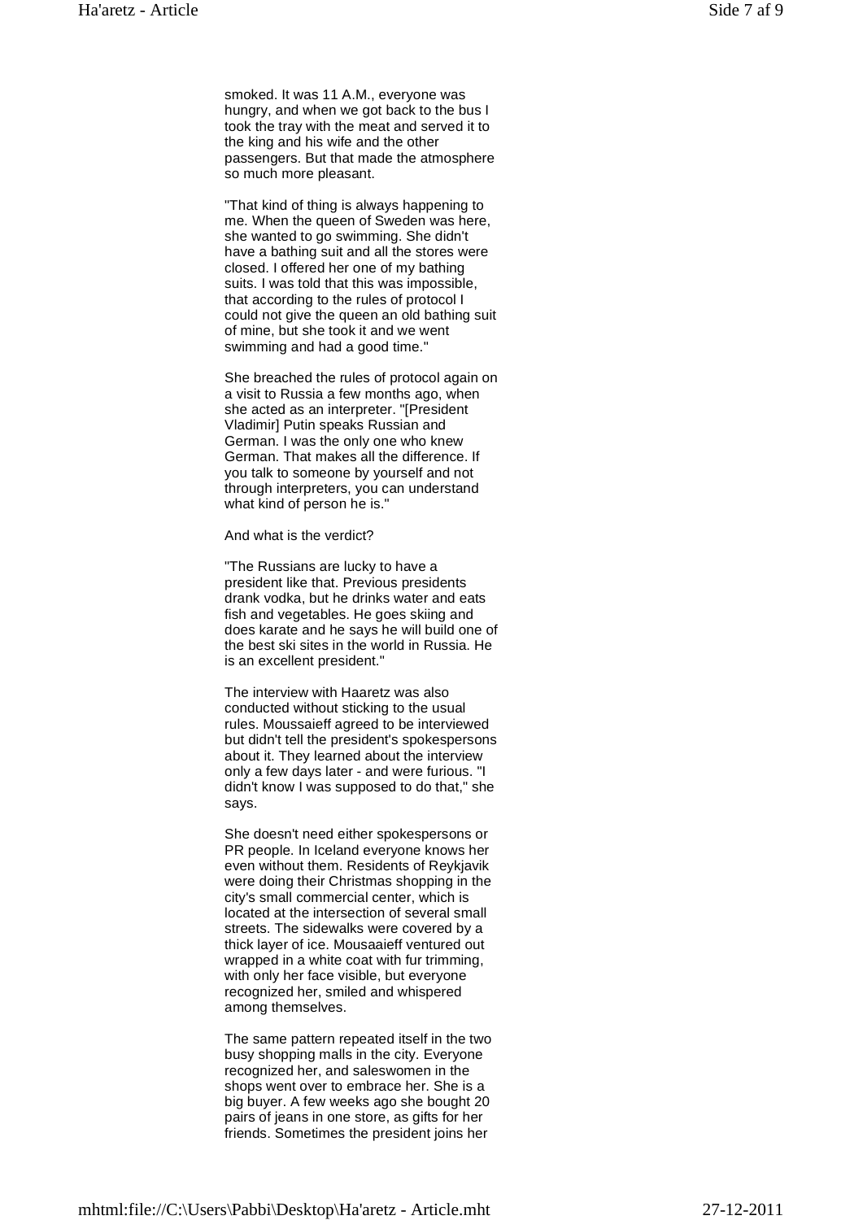smoked. It was 11 A.M., everyone was hungry, and when we got back to the bus I took the tray with the meat and served it to the king and his wife and the other passengers. But that made the atmosphere so much more pleasant.

"That kind of thing is always happening to me. When the queen of Sweden was here, she wanted to go swimming. She didn't have a bathing suit and all the stores were closed. I offered her one of my bathing suits. I was told that this was impossible, that according to the rules of protocol I could not give the queen an old bathing suit of mine, but she took it and we went swimming and had a good time."

She breached the rules of protocol again on a visit to Russia a few months ago, when she acted as an interpreter. "[President Vladimir] Putin speaks Russian and German. I was the only one who knew German. That makes all the difference. If you talk to someone by yourself and not through interpreters, you can understand what kind of person he is."

And what is the verdict?

"The Russians are lucky to have a president like that. Previous presidents drank vodka, but he drinks water and eats fish and vegetables. He goes skiing and does karate and he says he will build one of the best ski sites in the world in Russia. He is an excellent president."

The interview with Haaretz was also conducted without sticking to the usual rules. Moussaieff agreed to be interviewed but didn't tell the president's spokespersons about it. They learned about the interview only a few days later - and were furious. "I didn't know I was supposed to do that," she says.

She doesn't need either spokespersons or PR people. In Iceland everyone knows her even without them. Residents of Reykjavik were doing their Christmas shopping in the city's small commercial center, which is located at the intersection of several small streets. The sidewalks were covered by a thick layer of ice. Mousaaieff ventured out wrapped in a white coat with fur trimming, with only her face visible, but everyone recognized her, smiled and whispered among themselves.

The same pattern repeated itself in the two busy shopping malls in the city. Everyone recognized her, and saleswomen in the shops went over to embrace her. She is a big buyer. A few weeks ago she bought 20 pairs of jeans in one store, as gifts for her friends. Sometimes the president joins her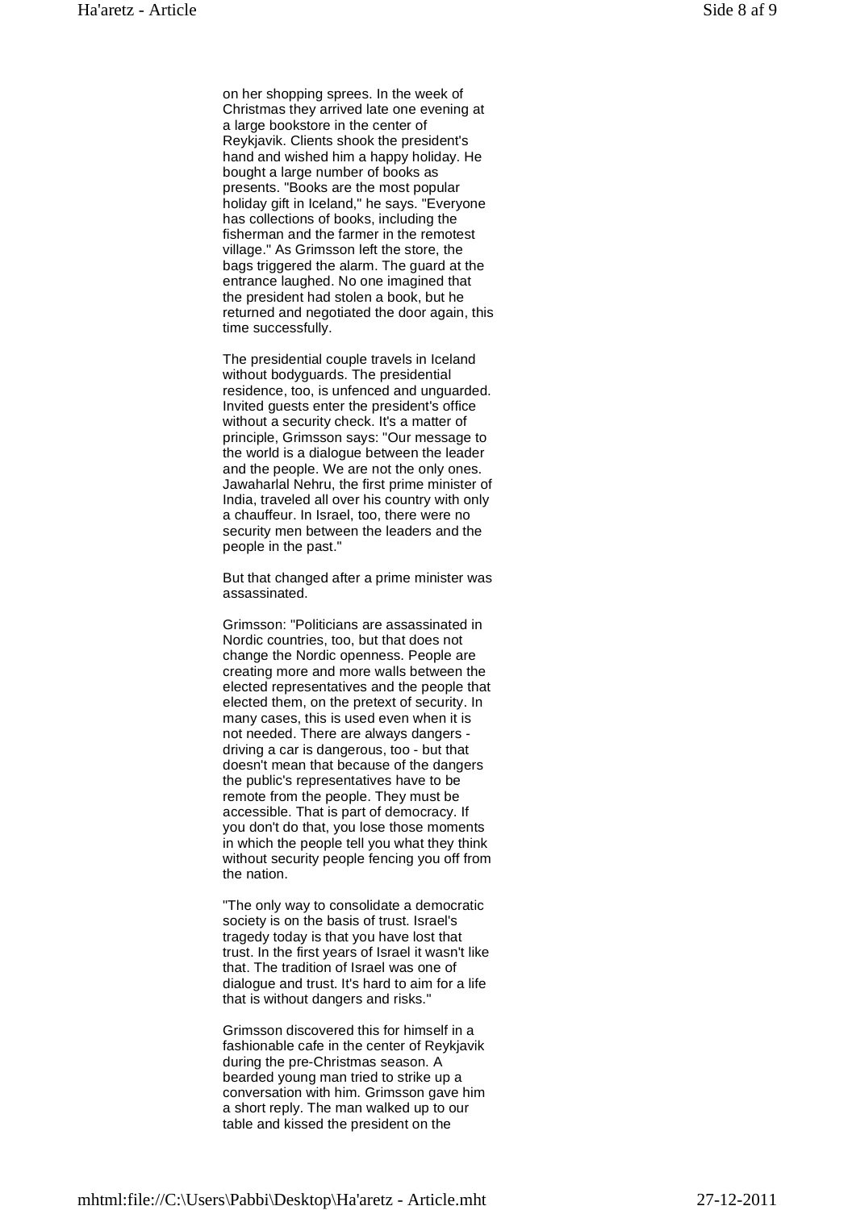on her shopping sprees. In the week of Christmas they arrived late one evening at a large bookstore in the center of Reykjavik. Clients shook the president's hand and wished him a happy holiday. He bought a large number of books as presents. "Books are the most popular holiday gift in Iceland," he says. "Everyone has collections of books, including the fisherman and the farmer in the remotest village." As Grimsson left the store, the bags triggered the alarm. The guard at the entrance laughed. No one imagined that the president had stolen a book, but he returned and negotiated the door again, this time successfully.

The presidential couple travels in Iceland without bodyguards. The presidential residence, too, is unfenced and unguarded. Invited guests enter the president's office without a security check. It's a matter of principle, Grimsson says: "Our message to the world is a dialogue between the leader and the people. We are not the only ones. Jawaharlal Nehru, the first prime minister of India, traveled all over his country with only a chauffeur. In Israel, too, there were no security men between the leaders and the people in the past."

But that changed after a prime minister was assassinated.

Grimsson: "Politicians are assassinated in Nordic countries, too, but that does not change the Nordic openness. People are creating more and more walls between the elected representatives and the people that elected them, on the pretext of security. In many cases, this is used even when it is not needed. There are always dangers - driving a car is dangerous, too - but that doesn't mean that because of the dangers the public's representatives have to be remote from the people. They must be accessible. That is part of democracy. If you don't do that, you lose those moments in which the people tell you what they think without security people fencing you off from the nation.

"The only way to consolidate a democratic society is on the basis of trust. Israel's tragedy today is that you have lost that trust. In the first years of Israel it wasn't like that. The tradition of Israel was one of dialogue and trust. It's hard to aim for a life that is without dangers and risks."

Grimsson discovered this for himself in a fashionable cafe in the center of Reykjavik during the pre-Christmas season. A bearded young man tried to strike up a conversation with him. Grimsson gave him a short reply. The man walked up to our table and kissed the president on the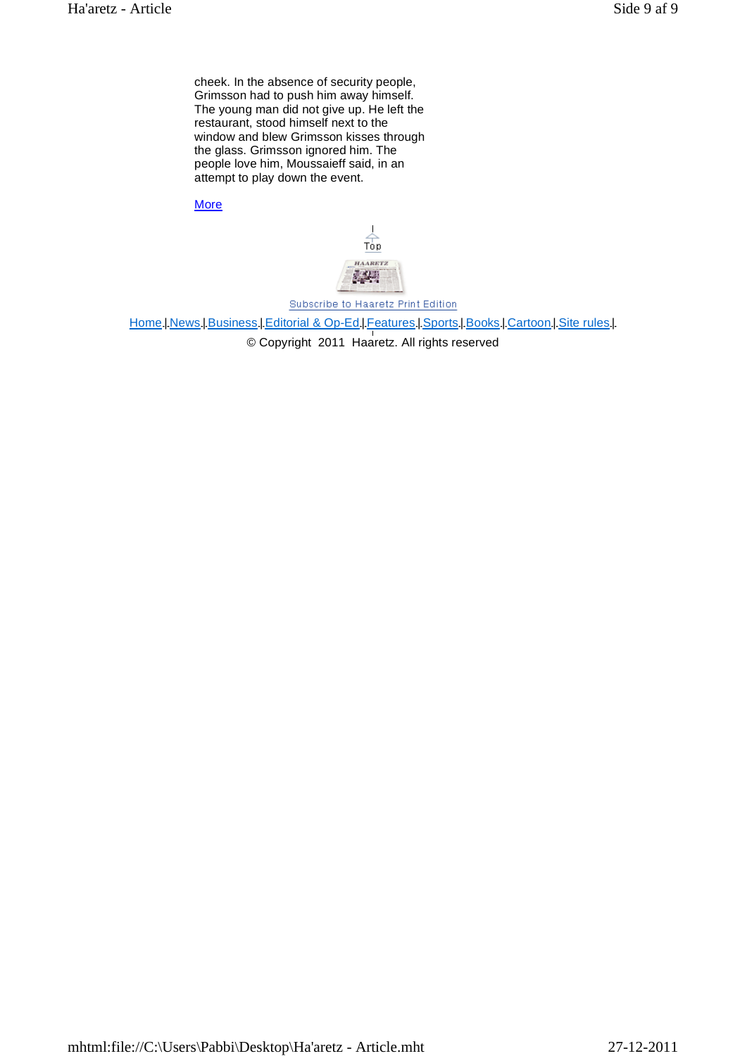cheek. In the absence of security people, Grimsson had to push him away himself. The young man did not give up. He left the restaurant, stood himself next to the window and blew Grimsson kisses through the glass. Grimsson ignored him. The people love him, Moussaieff said, in an attempt to play down the event.

More

Top

Subscribe to Haaretz Print Edition

Home | News | Business | Editorial & Op-Ed | Features | Sports | Books | Cartoon | Site rules |

© Copyright 2011 Haaretz. All rights reserved